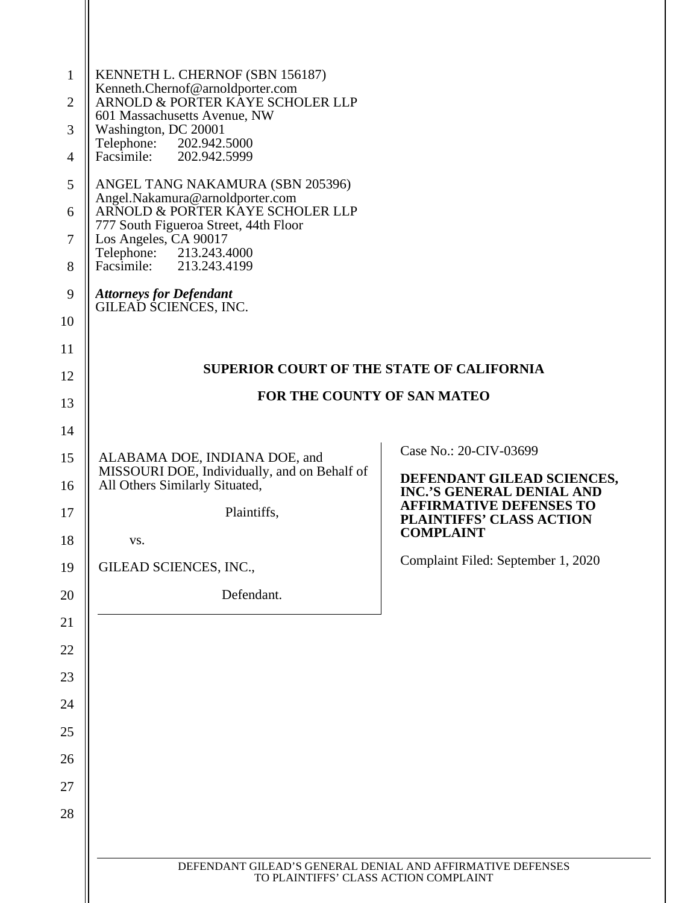KENNETH L. CHERNOF (SBN 156187)
Kenneth.Chernof@arnoldporter.com
ARNOLD & PORTER KAYE SCHOLER LLP
601 Massachusetts Avenue, NW
Washington, DC 20001
Telephone: 202.942.5000
Facsimile: 202.942.5999

ANGEL TANG NAKAMURA (SBN 205396)
Angel.Nakamura@arnoldporter.com
ARNOLD & PORTER KAYE SCHOLER LLP
777 South Figueroa Street, 44th Floor
Los Angeles, CA 90017
Telephone: 213.243.4000
Facsimile: 213.243.4199

***Attorneys for Defendant***
GILEAD SCIENCES, INC.

**SUPERIOR COURT OF THE STATE OF CALIFORNIA**

**FOR THE COUNTY OF SAN MATEO**

| | |
|---|---|
| ALABAMA DOE, INDIANA DOE, and MISSOURI DOE, Individually, and on Behalf of All Others Similarly Situated,<br><br>Plaintiffs,<br><br>vs.<br><br>GILEAD SCIENCES, INC.,<br><br>Defendant. | Case No.: 20-CIV-03699<br><br>**DEFENDANT GILEAD SCIENCES, INC.'S GENERAL DENIAL AND AFFIRMATIVE DEFENSES TO PLAINTIFFS' CLASS ACTION COMPLAINT**<br><br>Complaint Filed: September 1, 2020 |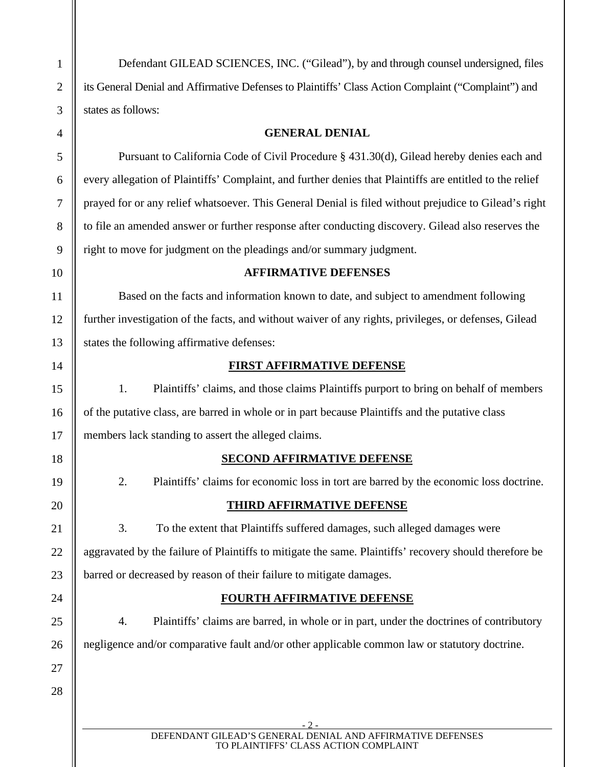Defendant GILEAD SCIENCES, INC. ("Gilead"), by and through counsel undersigned, files its General Denial and Affirmative Defenses to Plaintiffs' Class Action Complaint ("Complaint") and states as follows:

## GENERAL DENIAL

Pursuant to California Code of Civil Procedure § 431.30(d), Gilead hereby denies each and every allegation of Plaintiffs' Complaint, and further denies that Plaintiffs are entitled to the relief prayed for or any relief whatsoever. This General Denial is filed without prejudice to Gilead's right to file an amended answer or further response after conducting discovery. Gilead also reserves the right to move for judgment on the pleadings and/or summary judgment.

## AFFIRMATIVE DEFENSES

Based on the facts and information known to date, and subject to amendment following further investigation of the facts, and without waiver of any rights, privileges, or defenses, Gilead states the following affirmative defenses:

### FIRST AFFIRMATIVE DEFENSE

1. Plaintiffs' claims, and those claims Plaintiffs purport to bring on behalf of members of the putative class, are barred in whole or in part because Plaintiffs and the putative class members lack standing to assert the alleged claims.

### SECOND AFFIRMATIVE DEFENSE

2. Plaintiffs' claims for economic loss in tort are barred by the economic loss doctrine.

### THIRD AFFIRMATIVE DEFENSE

3. To the extent that Plaintiffs suffered damages, such alleged damages were aggravated by the failure of Plaintiffs to mitigate the same. Plaintiffs' recovery should therefore be barred or decreased by reason of their failure to mitigate damages.

### FOURTH AFFIRMATIVE DEFENSE

4. Plaintiffs' claims are barred, in whole or in part, under the doctrines of contributory negligence and/or comparative fault and/or other applicable common law or statutory doctrine.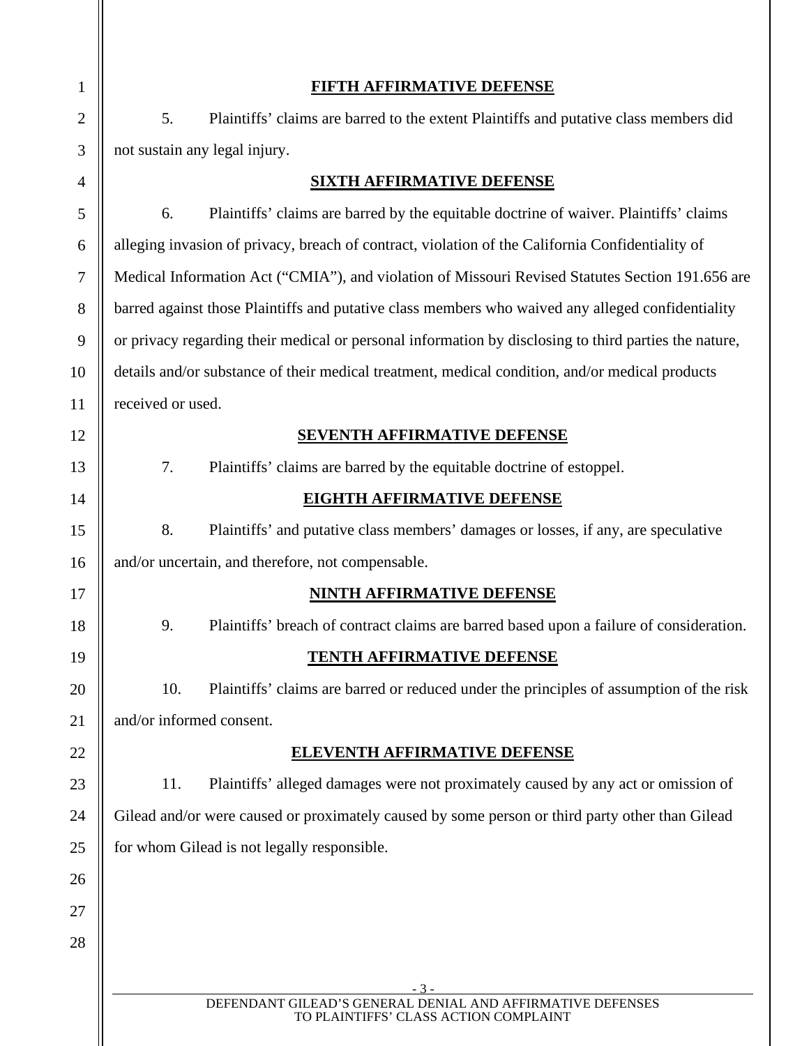**FIFTH AFFIRMATIVE DEFENSE**

5. Plaintiffs' claims are barred to the extent Plaintiffs and putative class members did not sustain any legal injury.

**SIXTH AFFIRMATIVE DEFENSE**

6. Plaintiffs' claims are barred by the equitable doctrine of waiver. Plaintiffs' claims alleging invasion of privacy, breach of contract, violation of the California Confidentiality of Medical Information Act ("CMIA"), and violation of Missouri Revised Statutes Section 191.656 are barred against those Plaintiffs and putative class members who waived any alleged confidentiality or privacy regarding their medical or personal information by disclosing to third parties the nature, details and/or substance of their medical treatment, medical condition, and/or medical products received or used.

**SEVENTH AFFIRMATIVE DEFENSE**

7. Plaintiffs' claims are barred by the equitable doctrine of estoppel.

**EIGHTH AFFIRMATIVE DEFENSE**

8. Plaintiffs' and putative class members' damages or losses, if any, are speculative and/or uncertain, and therefore, not compensable.

**NINTH AFFIRMATIVE DEFENSE**

9. Plaintiffs' breach of contract claims are barred based upon a failure of consideration.

**TENTH AFFIRMATIVE DEFENSE**

10. Plaintiffs' claims are barred or reduced under the principles of assumption of the risk and/or informed consent.

**ELEVENTH AFFIRMATIVE DEFENSE**

11. Plaintiffs' alleged damages were not proximately caused by any act or omission of Gilead and/or were caused or proximately caused by some person or third party other than Gilead for whom Gilead is not legally responsible.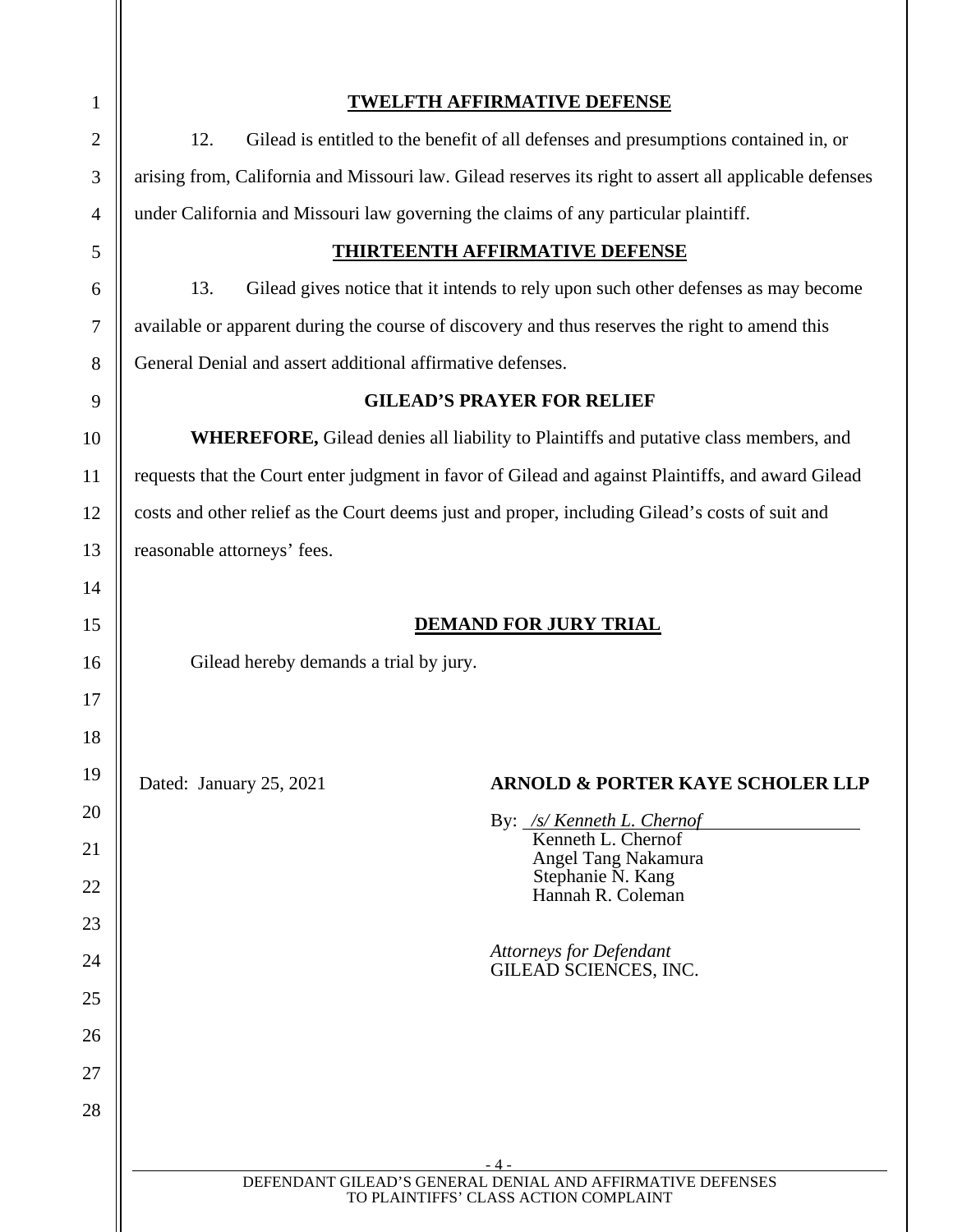## TWELFTH AFFIRMATIVE DEFENSE

12. Gilead is entitled to the benefit of all defenses and presumptions contained in, or arising from, California and Missouri law. Gilead reserves its right to assert all applicable defenses under California and Missouri law governing the claims of any particular plaintiff.

## THIRTEENTH AFFIRMATIVE DEFENSE

13. Gilead gives notice that it intends to rely upon such other defenses as may become available or apparent during the course of discovery and thus reserves the right to amend this General Denial and assert additional affirmative defenses.

## GILEAD'S PRAYER FOR RELIEF

**WHEREFORE,** Gilead denies all liability to Plaintiffs and putative class members, and requests that the Court enter judgment in favor of Gilead and against Plaintiffs, and award Gilead costs and other relief as the Court deems just and proper, including Gilead's costs of suit and reasonable attorneys' fees.

## DEMAND FOR JURY TRIAL

Gilead hereby demands a trial by jury.

Dated: January 25, 2021

**ARNOLD & PORTER KAYE SCHOLER LLP**

By: */s/ Kenneth L. Chernof*
Kenneth L. Chernof
Angel Tang Nakamura
Stephanie N. Kang
Hannah R. Coleman

*Attorneys for Defendant*
GILEAD SCIENCES, INC.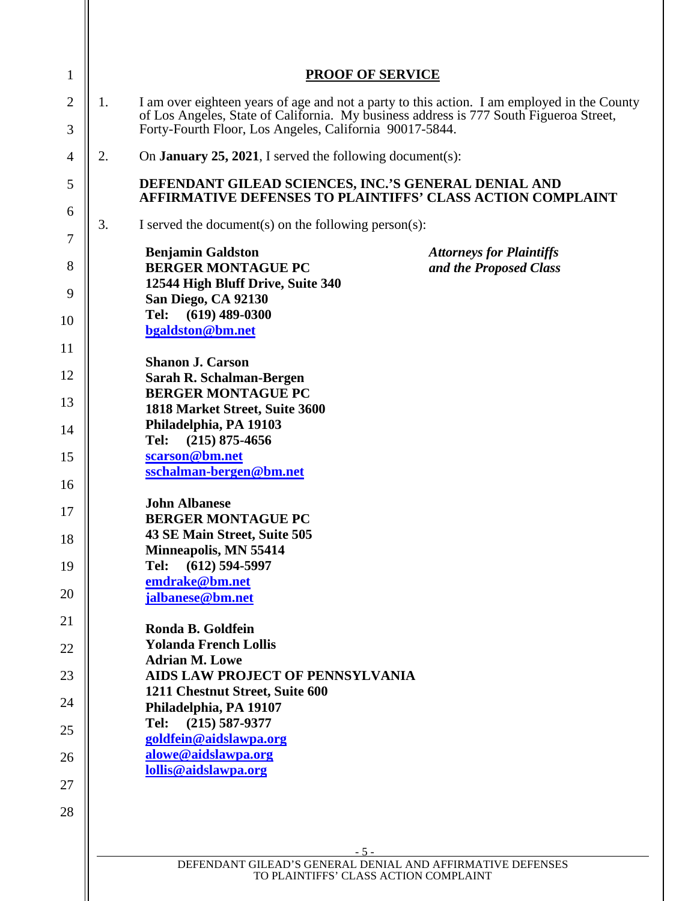## PROOF OF SERVICE

1. I am over eighteen years of age and not a party to this action. I am employed in the County of Los Angeles, State of California. My business address is 777 South Figueroa Street, Forty-Fourth Floor, Los Angeles, California 90017-5844.

2. On **January 25, 2021**, I served the following document(s):

   **DEFENDANT GILEAD SCIENCES, INC.'S GENERAL DENIAL AND AFFIRMATIVE DEFENSES TO PLAINTIFFS' CLASS ACTION COMPLAINT**

3. I served the document(s) on the following person(s):

**Benjamin Galdston**
**BERGER MONTAGUE PC**
**12544 High Bluff Drive, Suite 340**
**San Diego, CA 92130**
**Tel: (619) 489-0300**
**bgaldston@bm.net**

*Attorneys for Plaintiffs and the Proposed Class*

**Shanon J. Carson**
**Sarah R. Schalman-Bergen**
**BERGER MONTAGUE PC**
**1818 Market Street, Suite 3600**
**Philadelphia, PA 19103**
**Tel: (215) 875-4656**
**scarson@bm.net**
**sschalman-bergen@bm.net**

**John Albanese**
**BERGER MONTAGUE PC**
**43 SE Main Street, Suite 505**
**Minneapolis, MN 55414**
**Tel: (612) 594-5997**
**emdrake@bm.net**
**jalbanese@bm.net**

**Ronda B. Goldfein**
**Yolanda French Lollis**
**Adrian M. Lowe**
**AIDS LAW PROJECT OF PENNSYLVANIA**
**1211 Chestnut Street, Suite 600**
**Philadelphia, PA 19107**
**Tel: (215) 587-9377**
**goldfein@aidslawpa.org**
**alowe@aidslawpa.org**
**lollis@aidslawpa.org**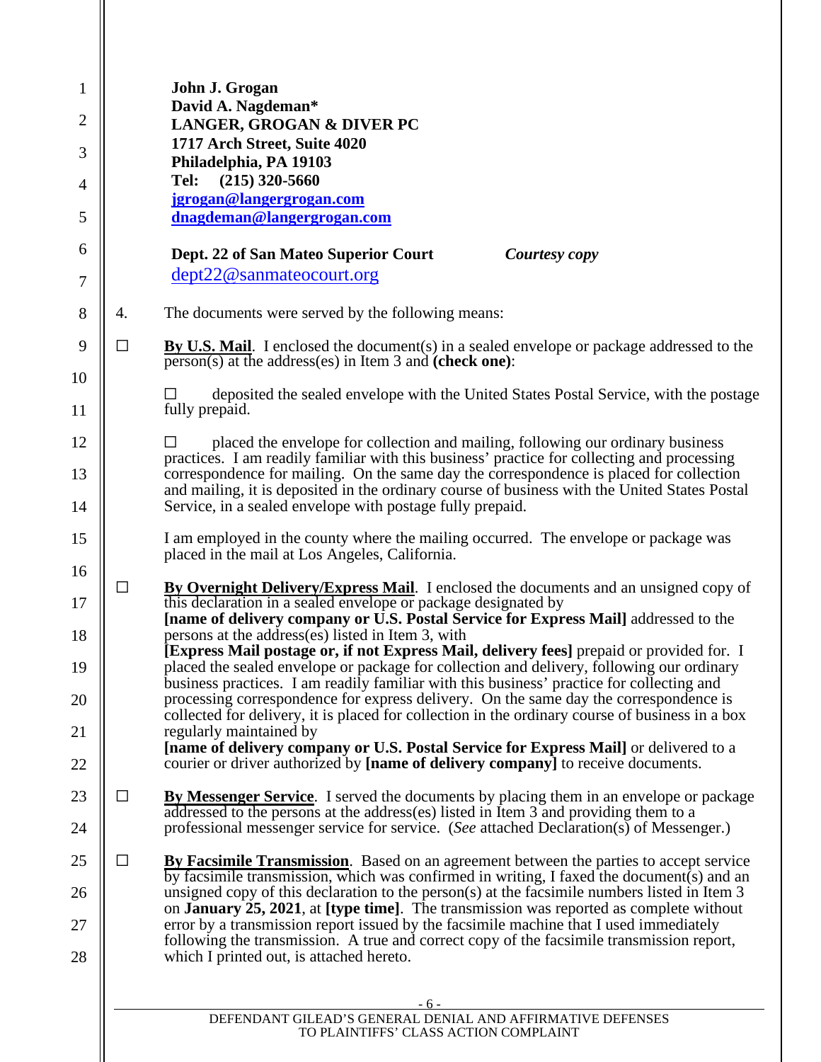**John J. Grogan**
**David A. Nagdeman***
**LANGER, GROGAN & DIVER PC**
**1717 Arch Street, Suite 4020**
**Philadelphia, PA 19103**
**Tel: (215) 320-5660**
**jgrogan@langergrogan.com**
**dnagdeman@langergrogan.com**

**Dept. 22 of San Mateo Superior Court** *Courtesy copy*
dept22@sanmateocourt.org

4. The documents were served by the following means:

☐ **By U.S. Mail**. I enclosed the document(s) in a sealed envelope or package addressed to the person(s) at the address(es) in Item 3 and **(check one)**:

☐ deposited the sealed envelope with the United States Postal Service, with the postage fully prepaid.

☐ placed the envelope for collection and mailing, following our ordinary business practices. I am readily familiar with this business' practice for collecting and processing correspondence for mailing. On the same day the correspondence is placed for collection and mailing, it is deposited in the ordinary course of business with the United States Postal Service, in a sealed envelope with postage fully prepaid.

I am employed in the county where the mailing occurred. The envelope or package was placed in the mail at Los Angeles, California.

☐ **By Overnight Delivery/Express Mail**. I enclosed the documents and an unsigned copy of this declaration in a sealed envelope or package designated by **[name of delivery company or U.S. Postal Service for Express Mail]** addressed to the persons at the address(es) listed in Item 3, with **[Express Mail postage or, if not Express Mail, delivery fees]** prepaid or provided for. I placed the sealed envelope or package for collection and delivery, following our ordinary business practices. I am readily familiar with this business' practice for collecting and processing correspondence for express delivery. On the same day the correspondence is collected for delivery, it is placed for collection in the ordinary course of business in a box regularly maintained by **[name of delivery company or U.S. Postal Service for Express Mail]** or delivered to a courier or driver authorized by **[name of delivery company]** to receive documents.

☐ **By Messenger Service**. I served the documents by placing them in an envelope or package addressed to the persons at the address(es) listed in Item 3 and providing them to a professional messenger service for service. (*See* attached Declaration(s) of Messenger.)

☐ **By Facsimile Transmission**. Based on an agreement between the parties to accept service by facsimile transmission, which was confirmed in writing, I faxed the document(s) and an unsigned copy of this declaration to the person(s) at the facsimile numbers listed in Item 3 on **January 25, 2021**, at **[type time]**. The transmission was reported as complete without error by a transmission report issued by the facsimile machine that I used immediately following the transmission. A true and correct copy of the facsimile transmission report, which I printed out, is attached hereto.

DEFENDANT GILEAD'S GENERAL DENIAL AND AFFIRMATIVE DEFENSES TO PLAINTIFFS' CLASS ACTION COMPLAINT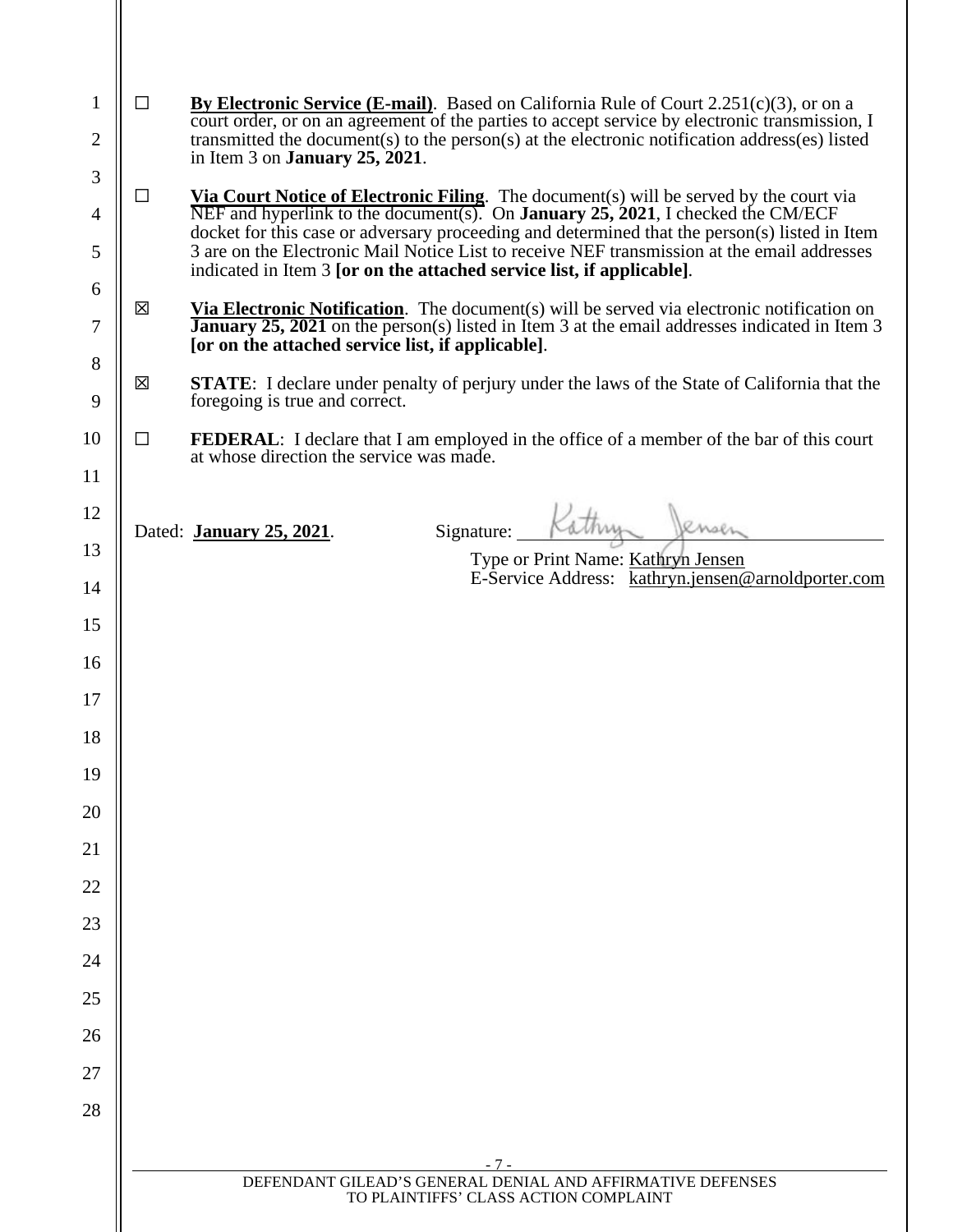☐ **By Electronic Service (E-mail)**. Based on California Rule of Court 2.251(c)(3), or on a court order, or on an agreement of the parties to accept service by electronic transmission, I transmitted the document(s) to the person(s) at the electronic notification address(es) listed in Item 3 on **January 25, 2021**.

☐ **Via Court Notice of Electronic Filing**. The document(s) will be served by the court via NEF and hyperlink to the document(s). On **January 25, 2021**, I checked the CM/ECF docket for this case or adversary proceeding and determined that the person(s) listed in Item 3 are on the Electronic Mail Notice List to receive NEF transmission at the email addresses indicated in Item 3 **[or on the attached service list, if applicable]**.

☒ **Via Electronic Notification**. The document(s) will be served via electronic notification on **January 25, 2021** on the person(s) listed in Item 3 at the email addresses indicated in Item 3 **[or on the attached service list, if applicable]**.

☒ **STATE**: I declare under penalty of perjury under the laws of the State of California that the foregoing is true and correct.

☐ **FEDERAL**: I declare that I am employed in the office of a member of the bar of this court at whose direction the service was made.

Dated: **January 25, 2021**. Signature: Kathryn Jensen

Type or Print Name: Kathryn Jensen
E-Service Address: kathryn.jensen@arnoldporter.com

DEFENDANT GILEAD'S GENERAL DENIAL AND AFFIRMATIVE DEFENSES TO PLAINTIFFS' CLASS ACTION COMPLAINT